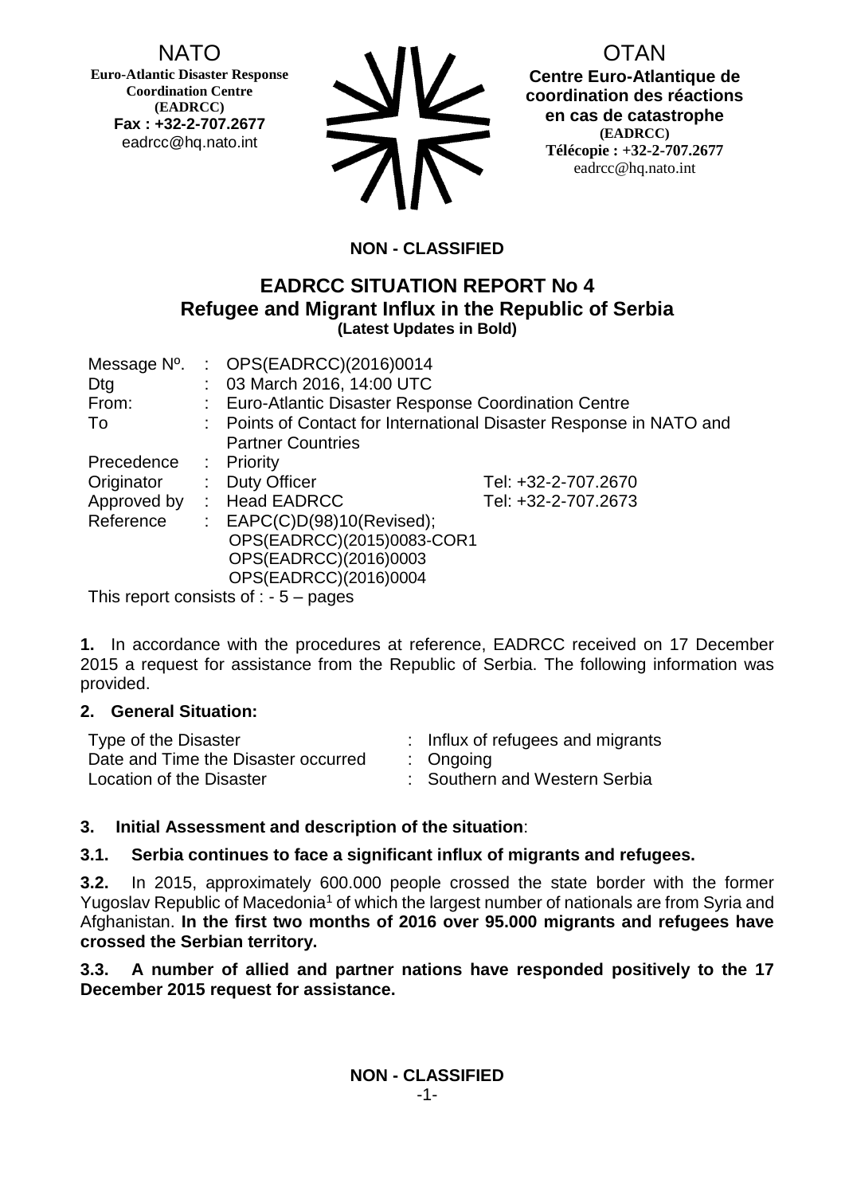NATO
**Euro-Atlantic Disaster Response Coordination Centre (EADRCC)**
**Fax : +32-2-707.2677**
eadrcc@hq.nato.int

OTAN
**Centre Euro-Atlantique de coordination des réactions en cas de catastrophe (EADRCC)**
**Télécopie : +32-2-707.2677**
eadrcc@hq.nato.int

**NON - CLASSIFIED**

## EADRCC SITUATION REPORT No 4
## Refugee and Migrant Influx in the Republic of Serbia
**(Latest Updates in Bold)**

| | | | |
|---|---|---|---|
| Message Nº. | : | OPS(EADRCC)(2016)0014 | |
| Dtg | : | 03 March 2016, 14:00 UTC | |
| From: | : | Euro-Atlantic Disaster Response Coordination Centre | |
| To | : | Points of Contact for International Disaster Response in NATO and Partner Countries | |
| Precedence | : | Priority | |
| Originator | : | Duty Officer | Tel: +32-2-707.2670 |
| Approved by | : | Head EADRCC | Tel: +32-2-707.2673 |
| Reference | : | EAPC(C)D(98)10(Revised); OPS(EADRCC)(2015)0083-COR1 OPS(EADRCC)(2016)0003 OPS(EADRCC)(2016)0004 | |

This report consists of : - 5 – pages

**1.** In accordance with the procedures at reference, EADRCC received on 17 December 2015 a request for assistance from the Republic of Serbia. The following information was provided.

### 2. General Situation:

| | |
|---|---|
| Type of the Disaster | : Influx of refugees and migrants |
| Date and Time the Disaster occurred | : Ongoing |
| Location of the Disaster | : Southern and Western Serbia |

### 3. Initial Assessment and description of the situation:

**3.1. Serbia continues to face a significant influx of migrants and refugees.**

**3.2.** In 2015, approximately 600.000 people crossed the state border with the former Yugoslav Republic of Macedonia[1] of which the largest number of nationals are from Syria and Afghanistan. **In the first two months of 2016 over 95.000 migrants and refugees have crossed the Serbian territory.**

**3.3. A number of allied and partner nations have responded positively to the 17 December 2015 request for assistance.**

**NON - CLASSIFIED**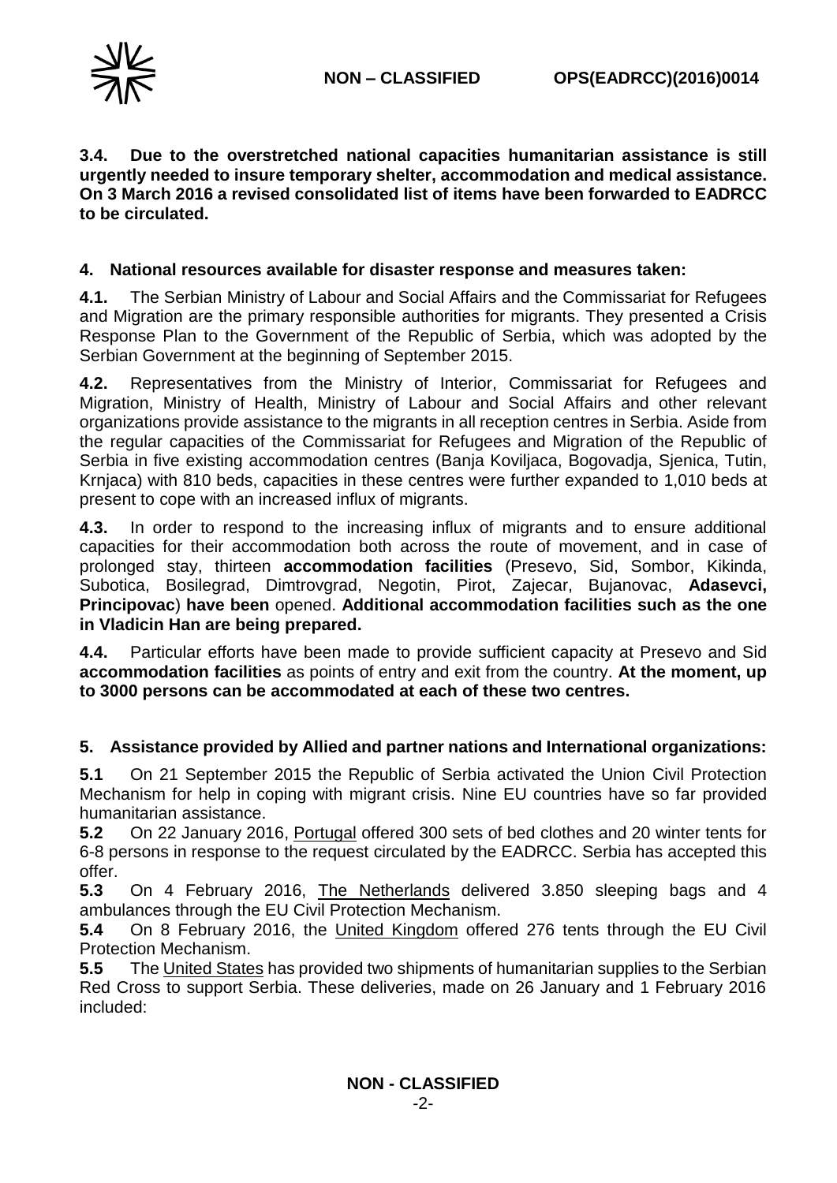**3.4. Due to the overstretched national capacities humanitarian assistance is still urgently needed to insure temporary shelter, accommodation and medical assistance. On 3 March 2016 a revised consolidated list of items have been forwarded to EADRCC to be circulated.**

## 4. National resources available for disaster response and measures taken:

**4.1.** The Serbian Ministry of Labour and Social Affairs and the Commissariat for Refugees and Migration are the primary responsible authorities for migrants. They presented a Crisis Response Plan to the Government of the Republic of Serbia, which was adopted by the Serbian Government at the beginning of September 2015.

**4.2.** Representatives from the Ministry of Interior, Commissariat for Refugees and Migration, Ministry of Health, Ministry of Labour and Social Affairs and other relevant organizations provide assistance to the migrants in all reception centres in Serbia. Aside from the regular capacities of the Commissariat for Refugees and Migration of the Republic of Serbia in five existing accommodation centres (Banja Koviljaca, Bogovadja, Sjenica, Tutin, Krnjaca) with 810 beds, capacities in these centres were further expanded to 1,010 beds at present to cope with an increased influx of migrants.

**4.3.** In order to respond to the increasing influx of migrants and to ensure additional capacities for their accommodation both across the route of movement, and in case of prolonged stay, thirteen **accommodation facilities** (Presevo, Sid, Sombor, Kikinda, Subotica, Bosilegrad, Dimtrovgrad, Negotin, Pirot, Zajecar, Bujanovac, **Adasevci, Principovac**) **have been** opened. **Additional accommodation facilities such as the one in Vladicin Han are being prepared.**

**4.4.** Particular efforts have been made to provide sufficient capacity at Presevo and Sid **accommodation facilities** as points of entry and exit from the country. **At the moment, up to 3000 persons can be accommodated at each of these two centres.**

## 5. Assistance provided by Allied and partner nations and International organizations:

**5.1** On 21 September 2015 the Republic of Serbia activated the Union Civil Protection Mechanism for help in coping with migrant crisis. Nine EU countries have so far provided humanitarian assistance.

**5.2** On 22 January 2016, Portugal offered 300 sets of bed clothes and 20 winter tents for 6-8 persons in response to the request circulated by the EADRCC. Serbia has accepted this offer.

**5.3** On 4 February 2016, The Netherlands delivered 3.850 sleeping bags and 4 ambulances through the EU Civil Protection Mechanism.

**5.4** On 8 February 2016, the United Kingdom offered 276 tents through the EU Civil Protection Mechanism.

**5.5** The United States has provided two shipments of humanitarian supplies to the Serbian Red Cross to support Serbia. These deliveries, made on 26 January and 1 February 2016 included: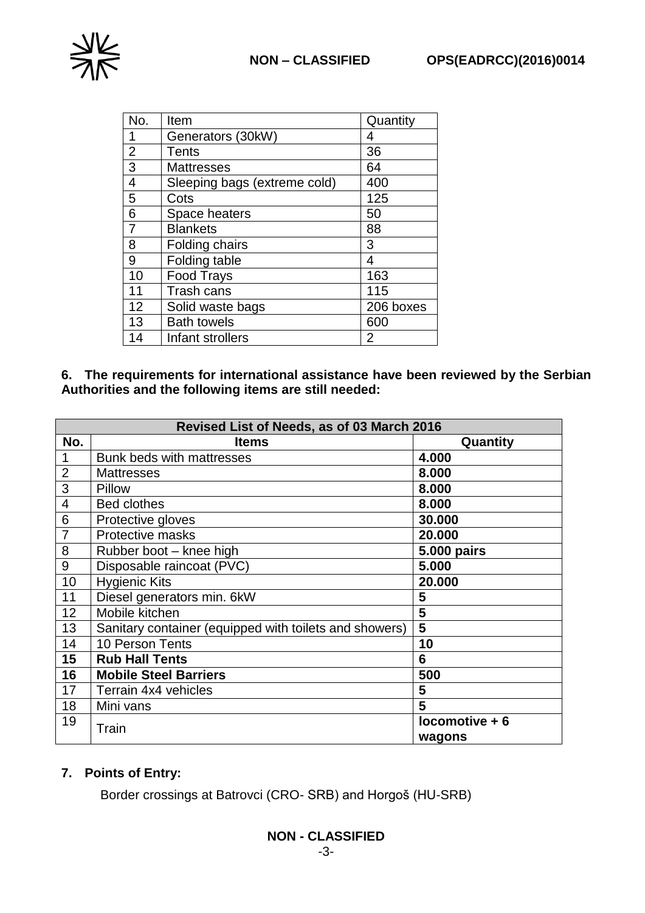| No. | Item | Quantity |
| --- | --- | --- |
| 1 | Generators (30kW) | 4 |
| 2 | Tents | 36 |
| 3 | Mattresses | 64 |
| 4 | Sleeping bags (extreme cold) | 400 |
| 5 | Cots | 125 |
| 6 | Space heaters | 50 |
| 7 | Blankets | 88 |
| 8 | Folding chairs | 3 |
| 9 | Folding table | 4 |
| 10 | Food Trays | 163 |
| 11 | Trash cans | 115 |
| 12 | Solid waste bags | 206 boxes |
| 13 | Bath towels | 600 |
| 14 | Infant strollers | 2 |

**6. The requirements for international assistance have been reviewed by the Serbian Authorities and the following items are still needed:**

| **Revised List of Needs, as of 03 March 2016** | | |
| --- | --- | --- |
| **No.** | **Items** | **Quantity** |
| 1 | Bunk beds with mattresses | **4.000** |
| 2 | Mattresses | **8.000** |
| 3 | Pillow | **8.000** |
| 4 | Bed clothes | **8.000** |
| 6 | Protective gloves | **30.000** |
| 7 | Protective masks | **20.000** |
| 8 | Rubber boot – knee high | **5.000 pairs** |
| 9 | Disposable raincoat (PVC) | **5.000** |
| 10 | Hygienic Kits | **20.000** |
| 11 | Diesel generators min. 6kW | **5** |
| 12 | Mobile kitchen | **5** |
| 13 | Sanitary container (equipped with toilets and showers) | **5** |
| 14 | 10 Person Tents | **10** |
| **15** | **Rub Hall Tents** | **6** |
| **16** | **Mobile Steel Barriers** | **500** |
| 17 | Terrain 4x4 vehicles | **5** |
| 18 | Mini vans | **5** |
| 19 | Train | **locomotive + 6 wagons** |

**7. Points of Entry:**

Border crossings at Batrovci (CRO- SRB) and Horgoš (HU-SRB)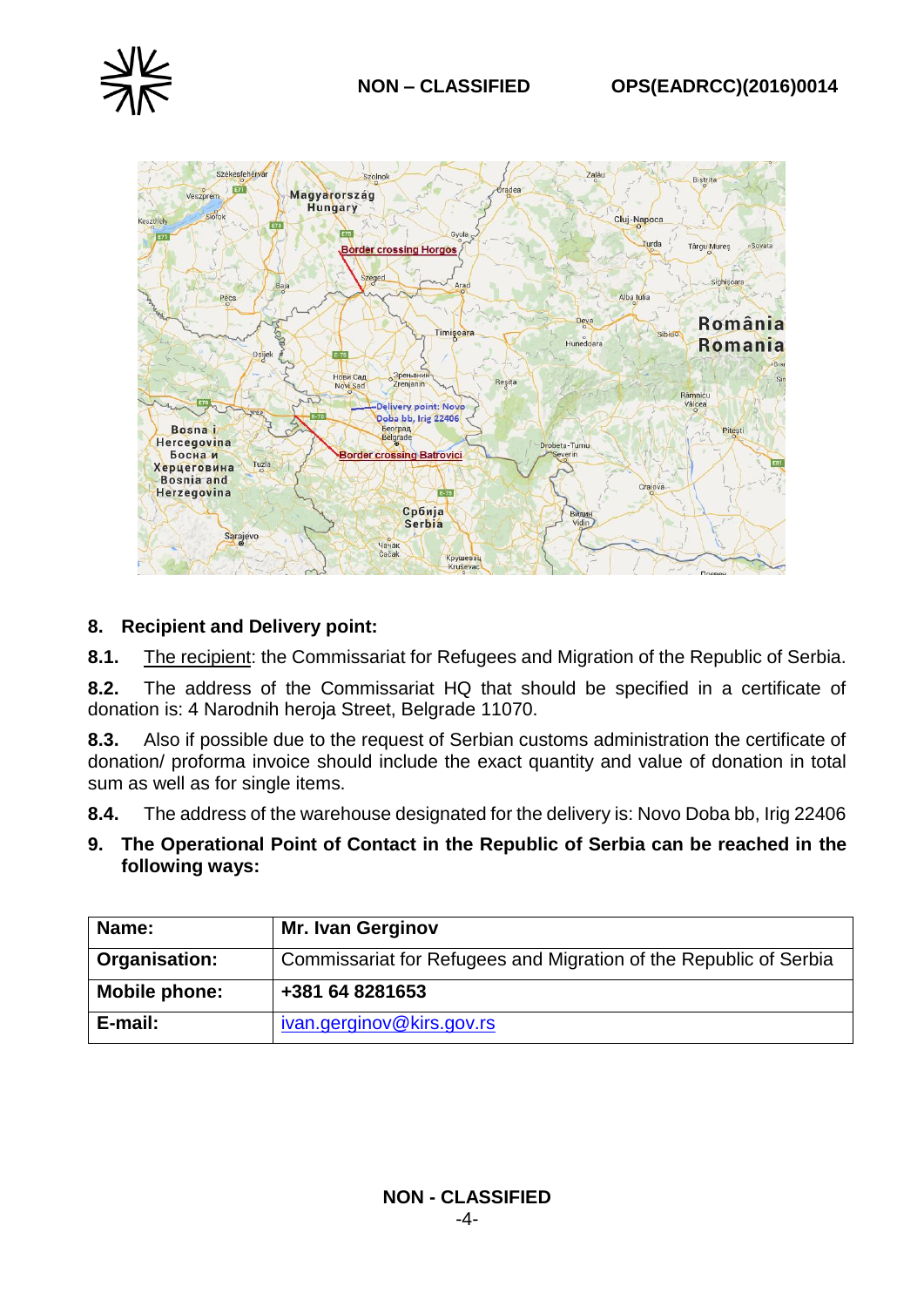## 8. Recipient and Delivery point:

**8.1.** The recipient: the Commissariat for Refugees and Migration of the Republic of Serbia.

**8.2.** The address of the Commissariat HQ that should be specified in a certificate of donation is: 4 Narodnih heroja Street, Belgrade 11070.

**8.3.** Also if possible due to the request of Serbian customs administration the certificate of donation/ proforma invoice should include the exact quantity and value of donation in total sum as well as for single items.

**8.4.** The address of the warehouse designated for the delivery is: Novo Doba bb, Irig 22406

## 9. The Operational Point of Contact in the Republic of Serbia can be reached in the following ways:

| **Name:** | **Mr. Ivan Gerginov** |
|---|---|
| **Organisation:** | Commissariat for Refugees and Migration of the Republic of Serbia |
| **Mobile phone:** | **+381 64 8281653** |
| **E-mail:** | ivan.gerginov@kirs.gov.rs |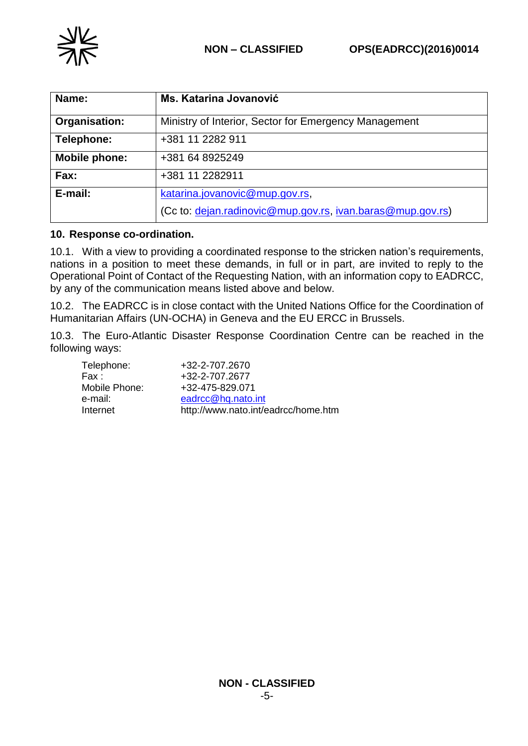| | |
|---|---|
| **Name:** | **Ms. Katarina Jovanović** |
| **Organisation:** | Ministry of Interior, Sector for Emergency Management |
| **Telephone:** | +381 11 2282 911 |
| **Mobile phone:** | +381 64 8925249 |
| **Fax:** | +381 11 2282911 |
| **E-mail:** | katarina.jovanovic@mup.gov.rs, (Cc to: dejan.radinovic@mup.gov.rs, ivan.baras@mup.gov.rs) |

**10. Response co-ordination.**

10.1. With a view to providing a coordinated response to the stricken nation's requirements, nations in a position to meet these demands, in full or in part, are invited to reply to the Operational Point of Contact of the Requesting Nation, with an information copy to EADRCC, by any of the communication means listed above and below.

10.2. The EADRCC is in close contact with the United Nations Office for the Coordination of Humanitarian Affairs (UN-OCHA) in Geneva and the EU ERCC in Brussels.

10.3. The Euro-Atlantic Disaster Response Coordination Centre can be reached in the following ways:

| | |
|---|---|
| Telephone: | +32-2-707.2670 |
| Fax : | +32-2-707.2677 |
| Mobile Phone: | +32-475-829.071 |
| e-mail: | eadrcc@hq.nato.int |
| Internet | http://www.nato.int/eadrcc/home.htm |